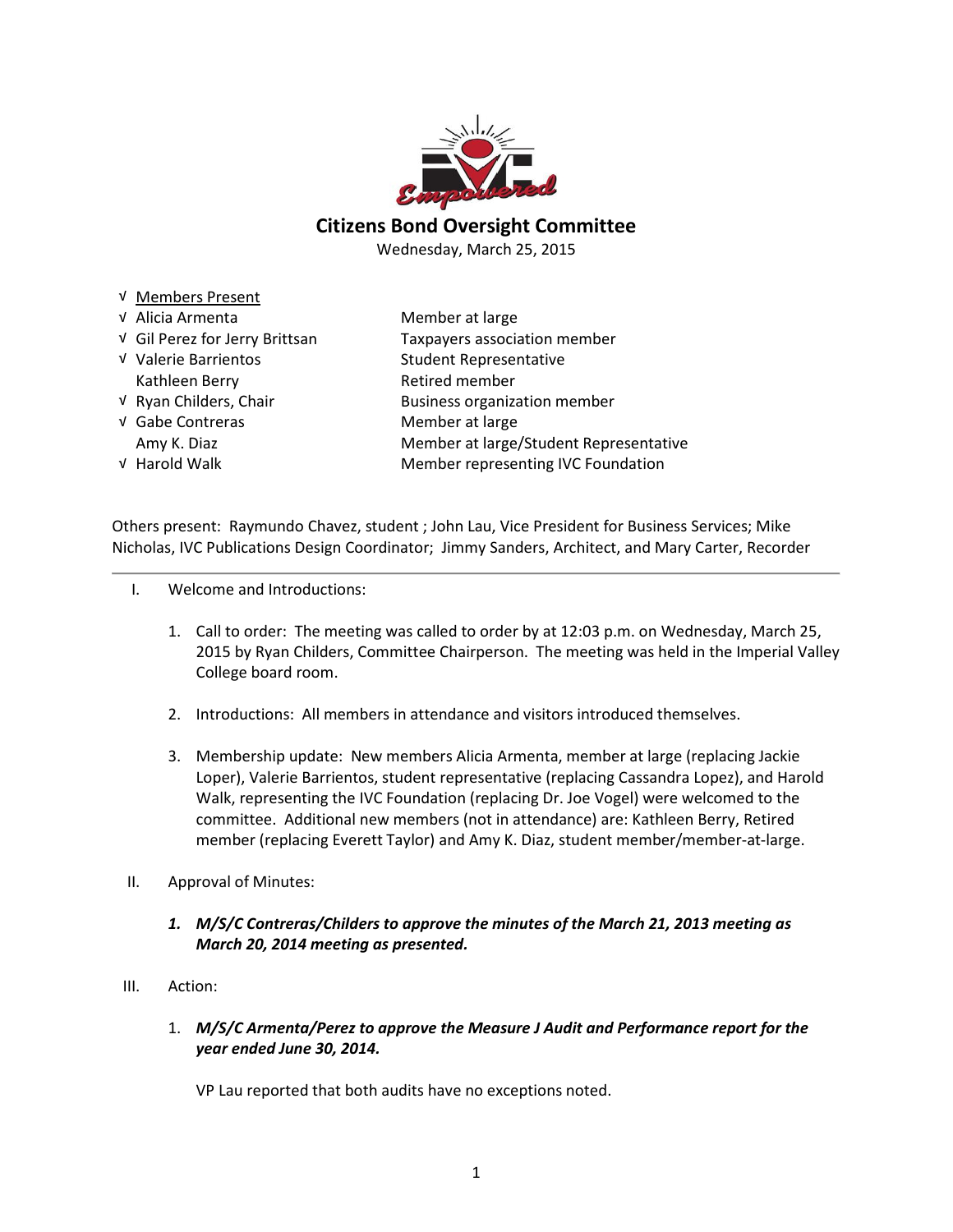# Citizens Bond Oversight Committee

Wednesday, March 25, 2015

| | | |
|---|---|---|
| √ | Members Present | |
| √ | Alicia Armenta | Member at large |
| √ | Gil Perez for Jerry Brittsan | Taxpayers association member |
| √ | Valerie Barrientos | Student Representative |
| | Kathleen Berry | Retired member |
| √ | Ryan Childers, Chair | Business organization member |
| √ | Gabe Contreras | Member at large |
| | Amy K. Diaz | Member at large/Student Representative |
| √ | Harold Walk | Member representing IVC Foundation |

Others present: Raymundo Chavez, student ; John Lau, Vice President for Business Services; Mike Nicholas, IVC Publications Design Coordinator; Jimmy Sanders, Architect, and Mary Carter, Recorder

---

I. Welcome and Introductions:

1. Call to order: The meeting was called to order by at 12:03 p.m. on Wednesday, March 25, 2015 by Ryan Childers, Committee Chairperson. The meeting was held in the Imperial Valley College board room.

2. Introductions: All members in attendance and visitors introduced themselves.

3. Membership update: New members Alicia Armenta, member at large (replacing Jackie Loper), Valerie Barrientos, student representative (replacing Cassandra Lopez), and Harold Walk, representing the IVC Foundation (replacing Dr. Joe Vogel) were welcomed to the committee. Additional new members (not in attendance) are: Kathleen Berry, Retired member (replacing Everett Taylor) and Amy K. Diaz, student member/member-at-large.

II. Approval of Minutes:

1. ***M/S/C Contreras/Childers to approve the minutes of the March 21, 2013 meeting as March 20, 2014 meeting as presented.***

III. Action:

1. ***M/S/C Armenta/Perez to approve the Measure J Audit and Performance report for the year ended June 30, 2014.***

   VP Lau reported that both audits have no exceptions noted.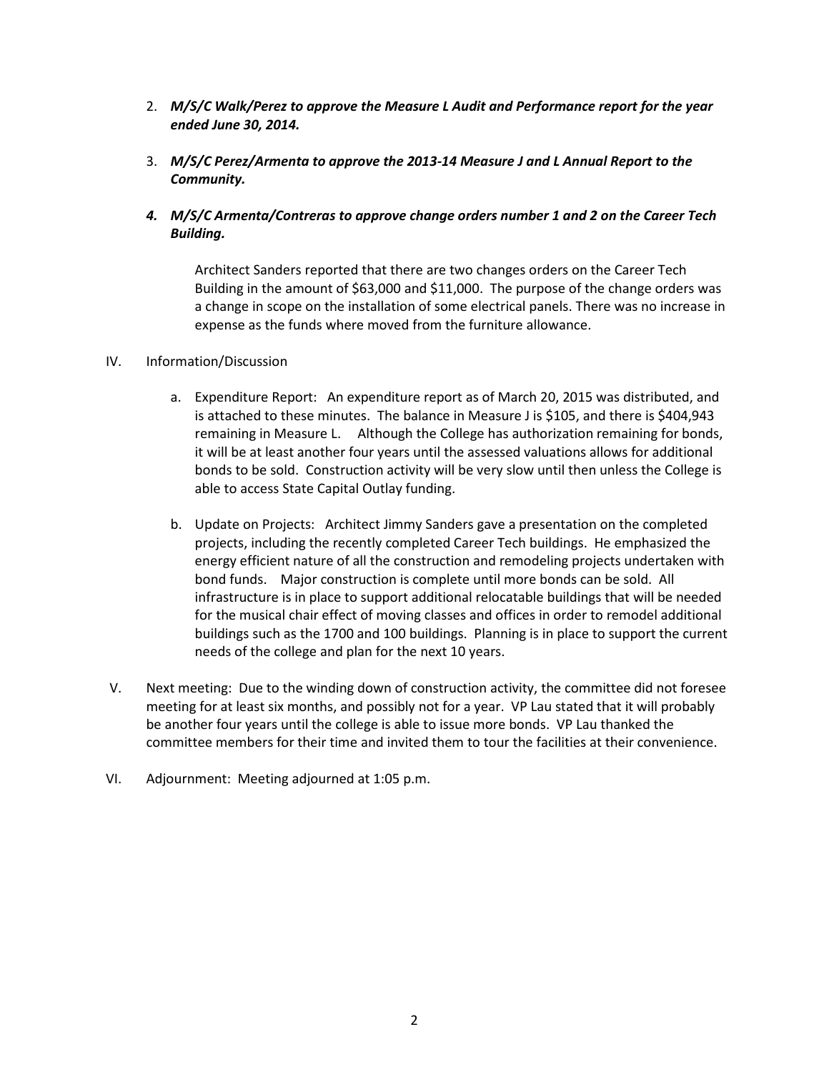2. ***M/S/C Walk/Perez to approve the Measure L Audit and Performance report for the year ended June 30, 2014.***

3. ***M/S/C Perez/Armenta to approve the 2013-14 Measure J and L Annual Report to the Community.***

4. ***M/S/C Armenta/Contreras to approve change orders number 1 and 2 on the Career Tech Building.***

   Architect Sanders reported that there are two changes orders on the Career Tech Building in the amount of $63,000 and $11,000. The purpose of the change orders was a change in scope on the installation of some electrical panels. There was no increase in expense as the funds where moved from the furniture allowance.

IV. Information/Discussion

   a. Expenditure Report: An expenditure report as of March 20, 2015 was distributed, and is attached to these minutes. The balance in Measure J is $105, and there is $404,943 remaining in Measure L. Although the College has authorization remaining for bonds, it will be at least another four years until the assessed valuations allows for additional bonds to be sold. Construction activity will be very slow until then unless the College is able to access State Capital Outlay funding.

   b. Update on Projects: Architect Jimmy Sanders gave a presentation on the completed projects, including the recently completed Career Tech buildings. He emphasized the energy efficient nature of all the construction and remodeling projects undertaken with bond funds. Major construction is complete until more bonds can be sold. All infrastructure is in place to support additional relocatable buildings that will be needed for the musical chair effect of moving classes and offices in order to remodel additional buildings such as the 1700 and 100 buildings. Planning is in place to support the current needs of the college and plan for the next 10 years.

V. Next meeting: Due to the winding down of construction activity, the committee did not foresee meeting for at least six months, and possibly not for a year. VP Lau stated that it will probably be another four years until the college is able to issue more bonds. VP Lau thanked the committee members for their time and invited them to tour the facilities at their convenience.

VI. Adjournment: Meeting adjourned at 1:05 p.m.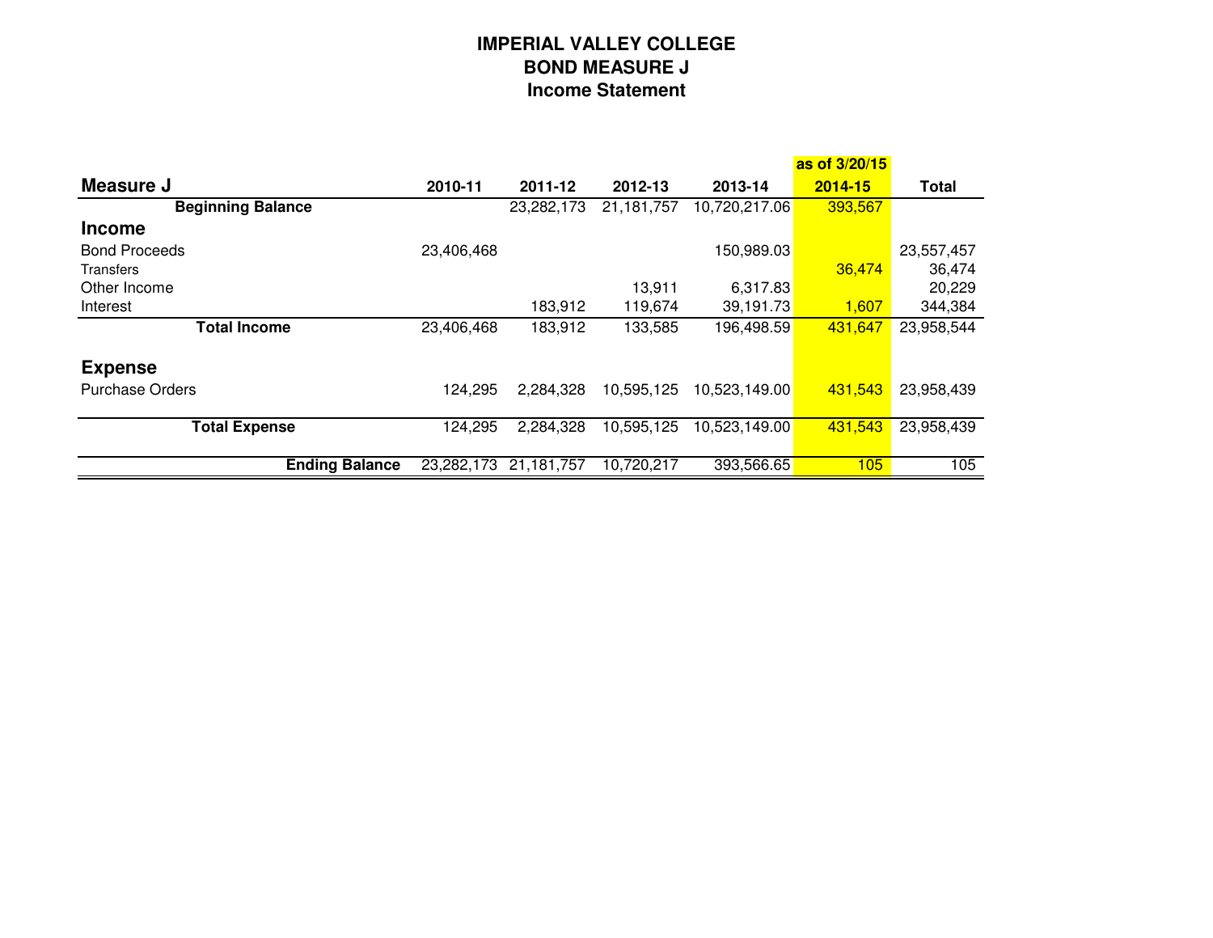# IMPERIAL VALLEY COLLEGE
## BOND MEASURE J
### Income Statement

| Measure J | 2010-11 | 2011-12 | 2012-13 | 2013-14 | as of 3/20/15<br>2014-15 | Total |
|---|---|---|---|---|---|---|
| **Beginning Balance** | | 23,282,173 | 21,181,757 | 10,720,217.06 | 393,567 | |
| **Income** | | | | | | |
| Bond Proceeds | 23,406,468 | | | 150,989.03 | | 23,557,457 |
| Transfers | | | | | 36,474 | 36,474 |
| Other Income | | | 13,911 | 6,317.83 | | 20,229 |
| Interest | | 183,912 | 119,674 | 39,191.73 | 1,607 | 344,384 |
| **Total Income** | 23,406,468 | 183,912 | 133,585 | 196,498.59 | 431,647 | 23,958,544 |
| **Expense** | | | | | | |
| Purchase Orders | 124,295 | 2,284,328 | 10,595,125 | 10,523,149.00 | 431,543 | 23,958,439 |
| **Total Expense** | 124,295 | 2,284,328 | 10,595,125 | 10,523,149.00 | 431,543 | 23,958,439 |
| **Ending Balance** | 23,282,173 | 21,181,757 | 10,720,217 | 393,566.65 | 105 | 105 |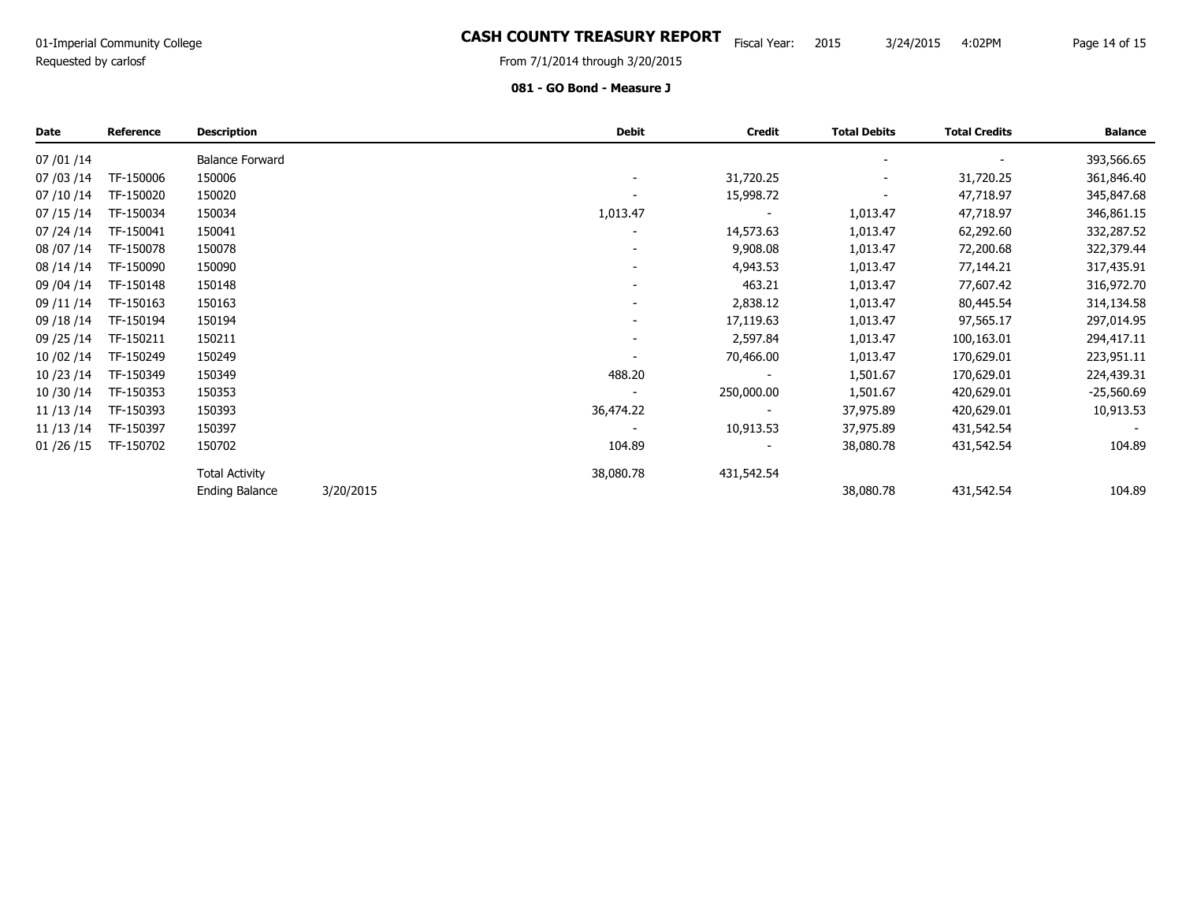01-Imperial Community College
Requested by carlosf

# CASH COUNTY TREASURY REPORT

Fiscal Year: 2015 3/24/2015 4:02PM

From 7/1/2014 through 3/20/2015

**081 - GO Bond - Measure J**

| Date | Reference | Description | | Debit | Credit | Total Debits | Total Credits | Balance |
|---|---|---|---|---|---|---|---|---|
| 07 /01 /14 | | Balance Forward | | | | - | - | 393,566.65 |
| 07 /03 /14 | TF-150006 | 150006 | | - | 31,720.25 | - | 31,720.25 | 361,846.40 |
| 07 /10 /14 | TF-150020 | 150020 | | - | 15,998.72 | - | 47,718.97 | 345,847.68 |
| 07 /15 /14 | TF-150034 | 150034 | | 1,013.47 | - | 1,013.47 | 47,718.97 | 346,861.15 |
| 07 /24 /14 | TF-150041 | 150041 | | - | 14,573.63 | 1,013.47 | 62,292.60 | 332,287.52 |
| 08 /07 /14 | TF-150078 | 150078 | | - | 9,908.08 | 1,013.47 | 72,200.68 | 322,379.44 |
| 08 /14 /14 | TF-150090 | 150090 | | - | 4,943.53 | 1,013.47 | 77,144.21 | 317,435.91 |
| 09 /04 /14 | TF-150148 | 150148 | | - | 463.21 | 1,013.47 | 77,607.42 | 316,972.70 |
| 09 /11 /14 | TF-150163 | 150163 | | - | 2,838.12 | 1,013.47 | 80,445.54 | 314,134.58 |
| 09 /18 /14 | TF-150194 | 150194 | | - | 17,119.63 | 1,013.47 | 97,565.17 | 297,014.95 |
| 09 /25 /14 | TF-150211 | 150211 | | - | 2,597.84 | 1,013.47 | 100,163.01 | 294,417.11 |
| 10 /02 /14 | TF-150249 | 150249 | | - | 70,466.00 | 1,013.47 | 170,629.01 | 223,951.11 |
| 10 /23 /14 | TF-150349 | 150349 | | 488.20 | - | 1,501.67 | 170,629.01 | 224,439.31 |
| 10 /30 /14 | TF-150353 | 150353 | | - | 250,000.00 | 1,501.67 | 420,629.01 | -25,560.69 |
| 11 /13 /14 | TF-150393 | 150393 | | 36,474.22 | - | 37,975.89 | 420,629.01 | 10,913.53 |
| 11 /13 /14 | TF-150397 | 150397 | | - | 10,913.53 | 37,975.89 | 431,542.54 | - |
| 01 /26 /15 | TF-150702 | 150702 | | 104.89 | - | 38,080.78 | 431,542.54 | 104.89 |
| | | Total Activity | | 38,080.78 | 431,542.54 | | | |
| | | Ending Balance | 3/20/2015 | | | 38,080.78 | 431,542.54 | 104.89 |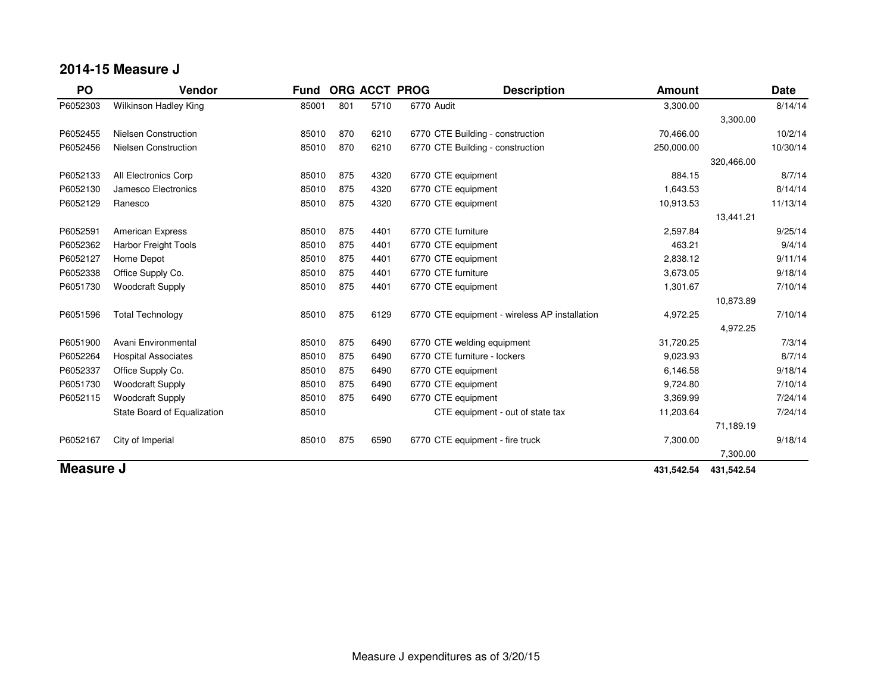## 2014-15 Measure J

| PO | Vendor | Fund | ORG | ACCT | PROG | Description | Amount | | Date |
|---|---|---|---|---|---|---|---|---|---|
| P6052303 | Wilkinson Hadley King | 85001 | 801 | 5710 | 6770 | Audit | 3,300.00 | | 8/14/14 |
| | | | | | | | | 3,300.00 | |
| P6052455 | Nielsen Construction | 85010 | 870 | 6210 | 6770 | CTE Building - construction | 70,466.00 | | 10/2/14 |
| P6052456 | Nielsen Construction | 85010 | 870 | 6210 | 6770 | CTE Building - construction | 250,000.00 | | 10/30/14 |
| | | | | | | | | 320,466.00 | |
| P6052133 | All Electronics Corp | 85010 | 875 | 4320 | 6770 | CTE equipment | 884.15 | | 8/7/14 |
| P6052130 | Jamesco Electronics | 85010 | 875 | 4320 | 6770 | CTE equipment | 1,643.53 | | 8/14/14 |
| P6052129 | Ranesco | 85010 | 875 | 4320 | 6770 | CTE equipment | 10,913.53 | | 11/13/14 |
| | | | | | | | | 13,441.21 | |
| P6052591 | American Express | 85010 | 875 | 4401 | 6770 | CTE furniture | 2,597.84 | | 9/25/14 |
| P6052362 | Harbor Freight Tools | 85010 | 875 | 4401 | 6770 | CTE equipment | 463.21 | | 9/4/14 |
| P6052127 | Home Depot | 85010 | 875 | 4401 | 6770 | CTE equipment | 2,838.12 | | 9/11/14 |
| P6052338 | Office Supply Co. | 85010 | 875 | 4401 | 6770 | CTE furniture | 3,673.05 | | 9/18/14 |
| P6051730 | Woodcraft Supply | 85010 | 875 | 4401 | 6770 | CTE equipment | 1,301.67 | | 7/10/14 |
| | | | | | | | | 10,873.89 | |
| P6051596 | Total Technology | 85010 | 875 | 6129 | 6770 | CTE equipment - wireless AP installation | 4,972.25 | | 7/10/14 |
| | | | | | | | | 4,972.25 | |
| P6051900 | Avani Environmental | 85010 | 875 | 6490 | 6770 | CTE welding equipment | 31,720.25 | | 7/3/14 |
| P6052264 | Hospital Associates | 85010 | 875 | 6490 | 6770 | CTE furniture - lockers | 9,023.93 | | 8/7/14 |
| P6052337 | Office Supply Co. | 85010 | 875 | 6490 | 6770 | CTE equipment | 6,146.58 | | 9/18/14 |
| P6051730 | Woodcraft Supply | 85010 | 875 | 6490 | 6770 | CTE equipment | 9,724.80 | | 7/10/14 |
| P6052115 | Woodcraft Supply | 85010 | 875 | 6490 | 6770 | CTE equipment | 3,369.99 | | 7/24/14 |
| | State Board of Equalization | 85010 | | | | CTE equipment - out of state tax | 11,203.64 | | 7/24/14 |
| | | | | | | | | 71,189.19 | |
| P6052167 | City of Imperial | 85010 | 875 | 6590 | 6770 | CTE equipment - fire truck | 7,300.00 | | 9/18/14 |
| | | | | | | | | 7,300.00 | |
| **Measure J** | | | | | | | **431,542.54** | **431,542.54** | |

Measure J expenditures as of 3/20/15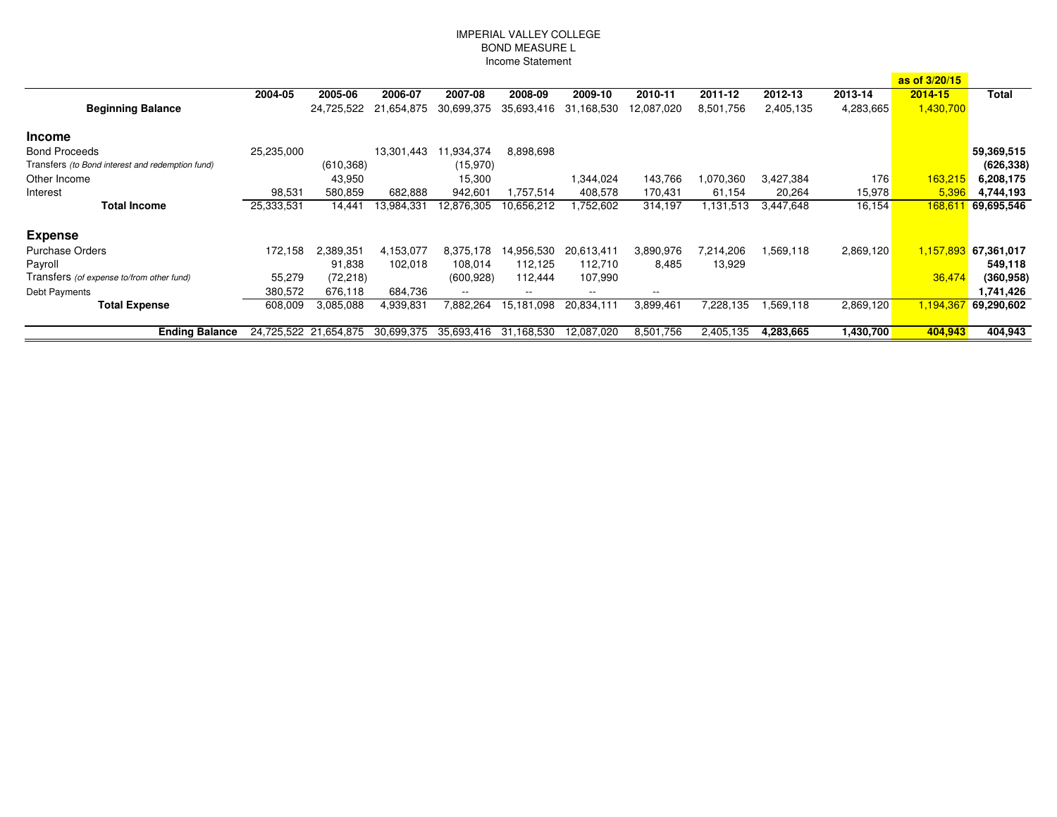# IMPERIAL VALLEY COLLEGE
## BOND MEASURE L
### Income Statement

| | 2004-05 | 2005-06 | 2006-07 | 2007-08 | 2008-09 | 2009-10 | 2010-11 | 2011-12 | 2012-13 | 2013-14 | as of 3/20/15<br>2014-15 | Total |
|---|---|---|---|---|---|---|---|---|---|---|---|---|
| **Beginning Balance** | | 24,725,522 | 21,654,875 | 30,699,375 | 35,693,416 | 31,168,530 | 12,087,020 | 8,501,756 | 2,405,135 | 4,283,665 | 1,430,700 | |
| **Income** | | | | | | | | | | | | |
| Bond Proceeds | 25,235,000 | | 13,301,443 | 11,934,374 | 8,898,698 | | | | | | | **59,369,515** |
| Transfers *(to Bond interest and redemption fund)* | | (610,368) | | (15,970) | | | | | | | | **(626,338)** |
| Other Income | | 43,950 | | 15,300 | | 1,344,024 | 143,766 | 1,070,360 | 3,427,384 | 176 | 163,215 | **6,208,175** |
| Interest | 98,531 | 580,859 | 682,888 | 942,601 | 1,757,514 | 408,578 | 170,431 | 61,154 | 20,264 | 15,978 | 5,396 | **4,744,193** |
| **Total Income** | 25,333,531 | 14,441 | 13,984,331 | 12,876,305 | 10,656,212 | 1,752,602 | 314,197 | 1,131,513 | 3,447,648 | 16,154 | 168,611 | **69,695,546** |
| **Expense** | | | | | | | | | | | | |
| Purchase Orders | 172,158 | 2,389,351 | 4,153,077 | 8,375,178 | 14,956,530 | 20,613,411 | 3,890,976 | 7,214,206 | 1,569,118 | 2,869,120 | 1,157,893 | **67,361,017** |
| Payroll | | 91,838 | 102,018 | 108,014 | 112,125 | 112,710 | 8,485 | 13,929 | | | | **549,118** |
| Transfers *(of expense to/from other fund)* | 55,279 | (72,218) | | (600,928) | 112,444 | 107,990 | | | | | 36,474 | **(360,958)** |
| Debt Payments | 380,572 | 676,118 | 684,736 | -- | -- | -- | -- | | | | | **1,741,426** |
| **Total Expense** | 608,009 | 3,085,088 | 4,939,831 | 7,882,264 | 15,181,098 | 20,834,111 | 3,899,461 | 7,228,135 | 1,569,118 | 2,869,120 | 1,194,367 | **69,290,602** |
| **Ending Balance** | 24,725,522 | 21,654,875 | 30,699,375 | 35,693,416 | 31,168,530 | 12,087,020 | 8,501,756 | 2,405,135 | **4,283,665** | **1,430,700** | **404,943** | **404,943** |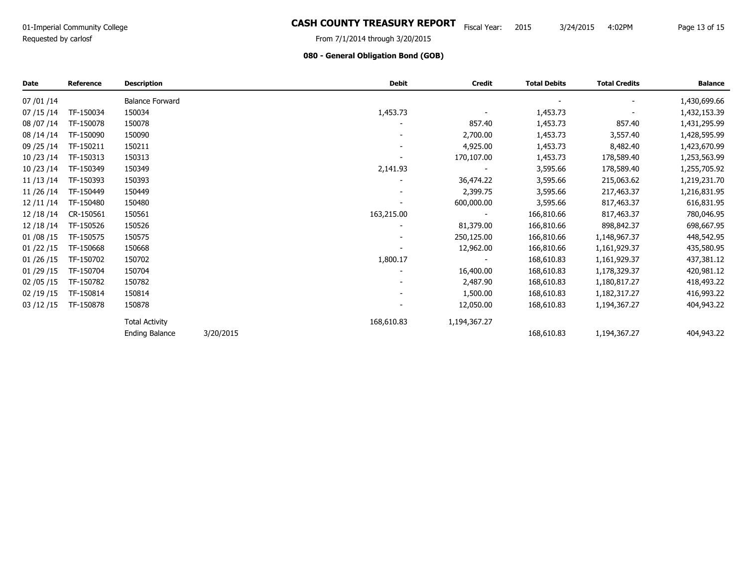01-Imperial Community College
Requested by carlosf

# CASH COUNTY TREASURY REPORT

Fiscal Year: 2015 3/24/2015 4:02PM

From 7/1/2014 through 3/20/2015

### 080 - General Obligation Bond (GOB)

| Date | Reference | Description | | Debit | Credit | Total Debits | Total Credits | Balance |
|---|---|---|---|---|---|---|---|---|
| 07 /01 /14 | | Balance Forward | | | | - | - | 1,430,699.66 |
| 07 /15 /14 | TF-150034 | 150034 | | 1,453.73 | - | 1,453.73 | - | 1,432,153.39 |
| 08 /07 /14 | TF-150078 | 150078 | | - | 857.40 | 1,453.73 | 857.40 | 1,431,295.99 |
| 08 /14 /14 | TF-150090 | 150090 | | - | 2,700.00 | 1,453.73 | 3,557.40 | 1,428,595.99 |
| 09 /25 /14 | TF-150211 | 150211 | | - | 4,925.00 | 1,453.73 | 8,482.40 | 1,423,670.99 |
| 10 /23 /14 | TF-150313 | 150313 | | - | 170,107.00 | 1,453.73 | 178,589.40 | 1,253,563.99 |
| 10 /23 /14 | TF-150349 | 150349 | | 2,141.93 | - | 3,595.66 | 178,589.40 | 1,255,705.92 |
| 11 /13 /14 | TF-150393 | 150393 | | - | 36,474.22 | 3,595.66 | 215,063.62 | 1,219,231.70 |
| 11 /26 /14 | TF-150449 | 150449 | | - | 2,399.75 | 3,595.66 | 217,463.37 | 1,216,831.95 |
| 12 /11 /14 | TF-150480 | 150480 | | - | 600,000.00 | 3,595.66 | 817,463.37 | 616,831.95 |
| 12 /18 /14 | CR-150561 | 150561 | | 163,215.00 | - | 166,810.66 | 817,463.37 | 780,046.95 |
| 12 /18 /14 | TF-150526 | 150526 | | - | 81,379.00 | 166,810.66 | 898,842.37 | 698,667.95 |
| 01 /08 /15 | TF-150575 | 150575 | | - | 250,125.00 | 166,810.66 | 1,148,967.37 | 448,542.95 |
| 01 /22 /15 | TF-150668 | 150668 | | - | 12,962.00 | 166,810.66 | 1,161,929.37 | 435,580.95 |
| 01 /26 /15 | TF-150702 | 150702 | | 1,800.17 | - | 168,610.83 | 1,161,929.37 | 437,381.12 |
| 01 /29 /15 | TF-150704 | 150704 | | - | 16,400.00 | 168,610.83 | 1,178,329.37 | 420,981.12 |
| 02 /05 /15 | TF-150782 | 150782 | | - | 2,487.90 | 168,610.83 | 1,180,817.27 | 418,493.22 |
| 02 /19 /15 | TF-150814 | 150814 | | - | 1,500.00 | 168,610.83 | 1,182,317.27 | 416,993.22 |
| 03 /12 /15 | TF-150878 | 150878 | | - | 12,050.00 | 168,610.83 | 1,194,367.27 | 404,943.22 |
| | | Total Activity | | 168,610.83 | 1,194,367.27 | | | |
| | | Ending Balance | 3/20/2015 | | | 168,610.83 | 1,194,367.27 | 404,943.22 |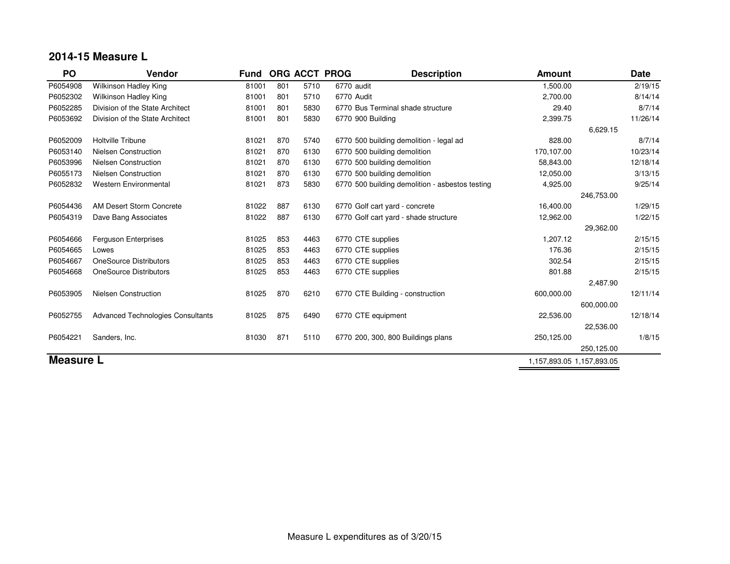## 2014-15 Measure L

| PO | Vendor | Fund | ORG | ACCT | PROG | Description | Amount | | Date |
|---|---|---|---|---|---|---|---|---|---|
| P6054908 | Wilkinson Hadley King | 81001 | 801 | 5710 | 6770 | audit | 1,500.00 | | 2/19/15 |
| P6052302 | Wilkinson Hadley King | 81001 | 801 | 5710 | 6770 | Audit | 2,700.00 | | 8/14/14 |
| P6052285 | Division of the State Architect | 81001 | 801 | 5830 | 6770 | Bus Terminal shade structure | 29.40 | | 8/7/14 |
| P6053692 | Division of the State Architect | 81001 | 801 | 5830 | 6770 | 900 Building | 2,399.75 | | 11/26/14 |
| | | | | | | | | 6,629.15 | |
| P6052009 | Holtville Tribune | 81021 | 870 | 5740 | 6770 | 500 building demolition - legal ad | 828.00 | | 8/7/14 |
| P6053140 | Nielsen Construction | 81021 | 870 | 6130 | 6770 | 500 building demolition | 170,107.00 | | 10/23/14 |
| P6053996 | Nielsen Construction | 81021 | 870 | 6130 | 6770 | 500 building demolition | 58,843.00 | | 12/18/14 |
| P6055173 | Nielsen Construction | 81021 | 870 | 6130 | 6770 | 500 building demolition | 12,050.00 | | 3/13/15 |
| P6052832 | Western Environmental | 81021 | 873 | 5830 | 6770 | 500 building demolition - asbestos testing | 4,925.00 | | 9/25/14 |
| | | | | | | | | 246,753.00 | |
| P6054436 | AM Desert Storm Concrete | 81022 | 887 | 6130 | 6770 | Golf cart yard - concrete | 16,400.00 | | 1/29/15 |
| P6054319 | Dave Bang Associates | 81022 | 887 | 6130 | 6770 | Golf cart yard - shade structure | 12,962.00 | | 1/22/15 |
| | | | | | | | | 29,362.00 | |
| P6054666 | Ferguson Enterprises | 81025 | 853 | 4463 | 6770 | CTE supplies | 1,207.12 | | 2/15/15 |
| P6054665 | Lowes | 81025 | 853 | 4463 | 6770 | CTE supplies | 176.36 | | 2/15/15 |
| P6054667 | OneSource Distributors | 81025 | 853 | 4463 | 6770 | CTE supplies | 302.54 | | 2/15/15 |
| P6054668 | OneSource Distributors | 81025 | 853 | 4463 | 6770 | CTE supplies | 801.88 | | 2/15/15 |
| | | | | | | | | 2,487.90 | |
| P6053905 | Nielsen Construction | 81025 | 870 | 6210 | 6770 | CTE Building - construction | 600,000.00 | | 12/11/14 |
| | | | | | | | | 600,000.00 | |
| P6052755 | Advanced Technologies Consultants | 81025 | 875 | 6490 | 6770 | CTE equipment | 22,536.00 | | 12/18/14 |
| | | | | | | | | 22,536.00 | |
| P6054221 | Sanders, Inc. | 81030 | 871 | 5110 | 6770 | 200, 300, 800 Buildings plans | 250,125.00 | | 1/8/15 |
| | | | | | | | | 250,125.00 | |
| **Measure L** | | | | | | | 1,157,893.05 | 1,157,893.05 | |

Measure L expenditures as of 3/20/15